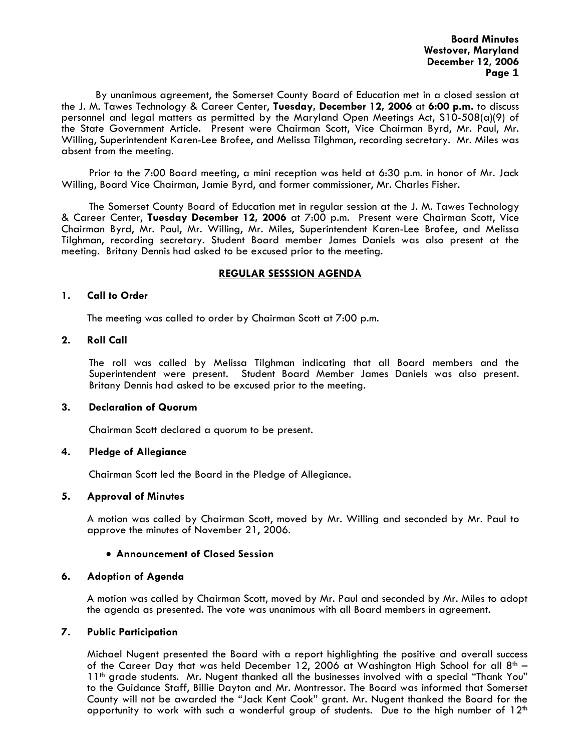By unanimous agreement, the Somerset County Board of Education met in a closed session at the J. M. Tawes Technology & Career Center, **Tuesday, December 12, 2006** at **6:00 p.m.** to discuss personnel and legal matters as permitted by the Maryland Open Meetings Act, S10-508(a)(9) of the State Government Article. Present were Chairman Scott, Vice Chairman Byrd, Mr. Paul, Mr. Willing, Superintendent Karen-Lee Brofee, and Melissa Tilghman, recording secretary. Mr. Miles was absent from the meeting.

Prior to the 7:00 Board meeting, a mini reception was held at 6:30 p.m. in honor of Mr. Jack Willing, Board Vice Chairman, Jamie Byrd, and former commissioner, Mr. Charles Fisher.

The Somerset County Board of Education met in regular session at the J. M. Tawes Technology & Career Center, **Tuesday December 12, 2006** at 7:00 p.m. Present were Chairman Scott, Vice Chairman Byrd, Mr. Paul, Mr. Willing, Mr. Miles, Superintendent Karen-Lee Brofee, and Melissa Tilghman, recording secretary. Student Board member James Daniels was also present at the meeting. Britany Dennis had asked to be excused prior to the meeting.

## REGULAR SESSSION AGENDA

### 1. Call to Order

The meeting was called to order by Chairman Scott at 7:00 p.m.

### 2. Roll Call

The roll was called by Melissa Tilghman indicating that all Board members and the Superintendent were present. Student Board Member James Daniels was also present. Britany Dennis had asked to be excused prior to the meeting.

### 3. Declaration of Quorum

Chairman Scott declared a quorum to be present.

### 4. Pledge of Allegiance

Chairman Scott led the Board in the Pledge of Allegiance.

### 5. Approval of Minutes

A motion was called by Chairman Scott, moved by Mr. Willing and seconded by Mr. Paul to approve the minutes of November 21, 2006.

- **Announcement of Closed Session**

### 6. Adoption of Agenda

A motion was called by Chairman Scott, moved by Mr. Paul and seconded by Mr. Miles to adopt the agenda as presented. The vote was unanimous with all Board members in agreement.

### 7. Public Participation

Michael Nugent presented the Board with a report highlighting the positive and overall success of the Career Day that was held December 12, 2006 at Washington High School for all 8th – 11th grade students. Mr. Nugent thanked all the businesses involved with a special "Thank You" to the Guidance Staff, Billie Dayton and Mr. Montressor. The Board was informed that Somerset County will not be awarded the "Jack Kent Cook" grant. Mr. Nugent thanked the Board for the opportunity to work with such a wonderful group of students. Due to the high number of 12th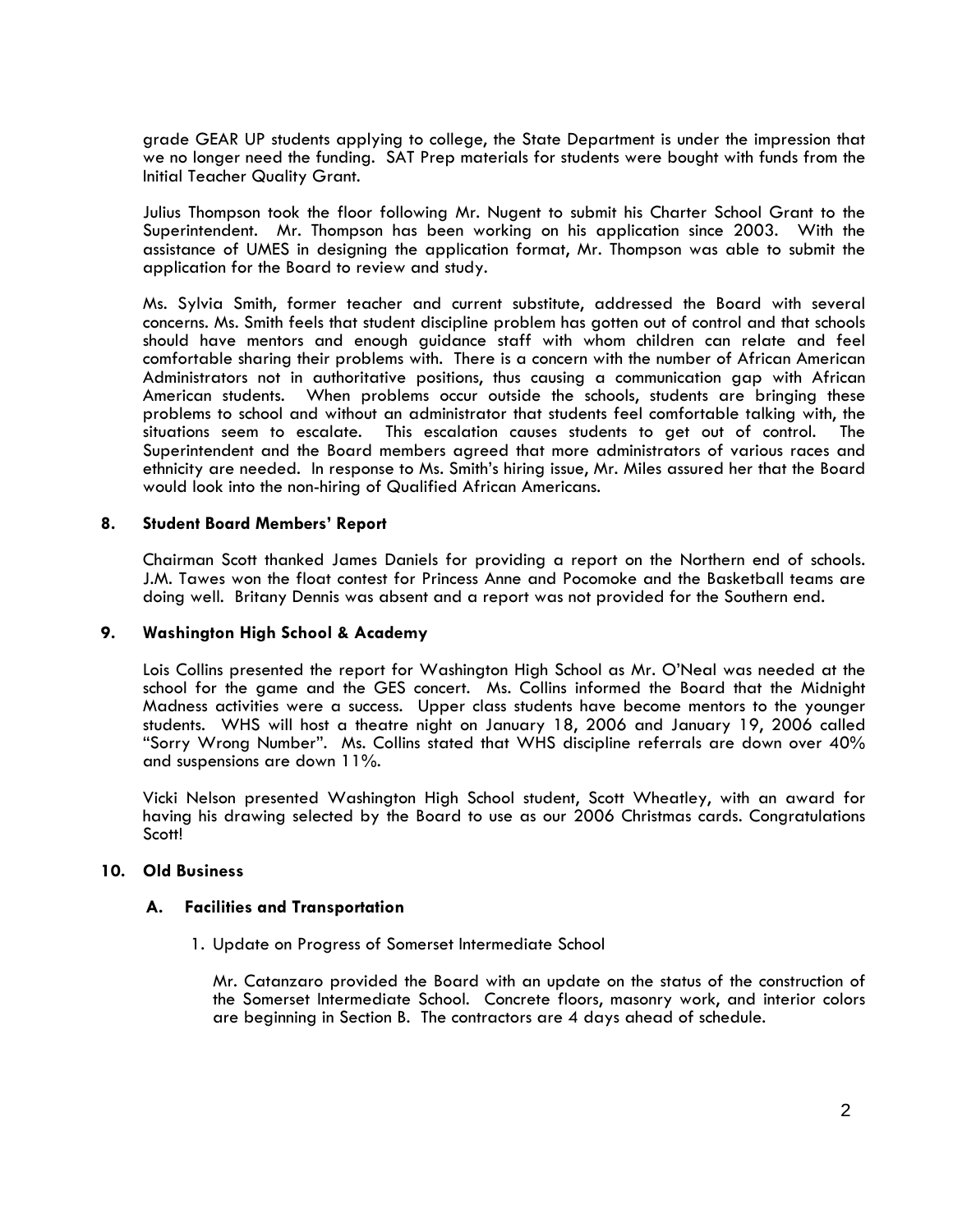grade GEAR UP students applying to college, the State Department is under the impression that we no longer need the funding. SAT Prep materials for students were bought with funds from the Initial Teacher Quality Grant.

Julius Thompson took the floor following Mr. Nugent to submit his Charter School Grant to the Superintendent. Mr. Thompson has been working on his application since 2003. With the assistance of UMES in designing the application format, Mr. Thompson was able to submit the application for the Board to review and study.

Ms. Sylvia Smith, former teacher and current substitute, addressed the Board with several concerns. Ms. Smith feels that student discipline problem has gotten out of control and that schools should have mentors and enough guidance staff with whom children can relate and feel comfortable sharing their problems with. There is a concern with the number of African American Administrators not in authoritative positions, thus causing a communication gap with African American students. When problems occur outside the schools, students are bringing these problems to school and without an administrator that students feel comfortable talking with, the situations seem to escalate. This escalation causes students to get out of control. The Superintendent and the Board members agreed that more administrators of various races and ethnicity are needed. In response to Ms. Smith's hiring issue, Mr. Miles assured her that the Board would look into the non-hiring of Qualified African Americans.

**8. Student Board Members' Report**

Chairman Scott thanked James Daniels for providing a report on the Northern end of schools. J.M. Tawes won the float contest for Princess Anne and Pocomoke and the Basketball teams are doing well. Britany Dennis was absent and a report was not provided for the Southern end.

**9. Washington High School & Academy**

Lois Collins presented the report for Washington High School as Mr. O'Neal was needed at the school for the game and the GES concert. Ms. Collins informed the Board that the Midnight Madness activities were a success. Upper class students have become mentors to the younger students. WHS will host a theatre night on January 18, 2006 and January 19, 2006 called "Sorry Wrong Number". Ms. Collins stated that WHS discipline referrals are down over 40% and suspensions are down 11%.

Vicki Nelson presented Washington High School student, Scott Wheatley, with an award for having his drawing selected by the Board to use as our 2006 Christmas cards. Congratulations Scott!

**10. Old Business**

**A. Facilities and Transportation**

1. Update on Progress of Somerset Intermediate School

Mr. Catanzaro provided the Board with an update on the status of the construction of the Somerset Intermediate School. Concrete floors, masonry work, and interior colors are beginning in Section B. The contractors are 4 days ahead of schedule.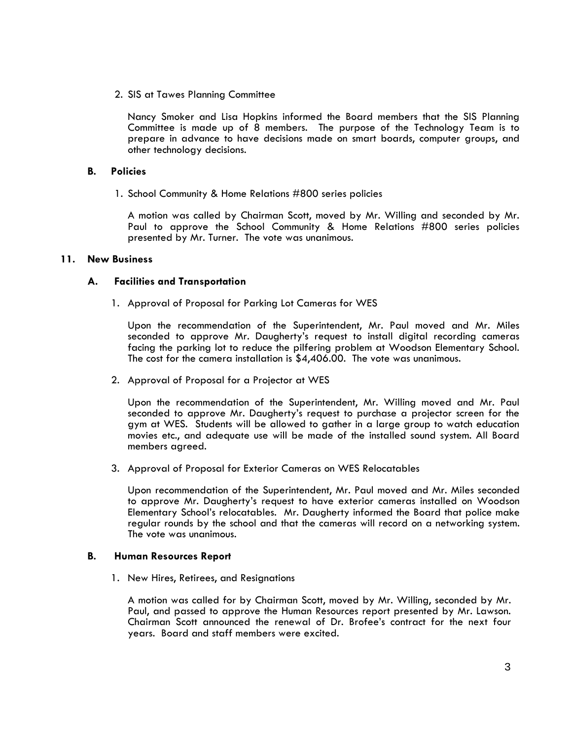2. SIS at Tawes Planning Committee

   Nancy Smoker and Lisa Hopkins informed the Board members that the SIS Planning Committee is made up of 8 members. The purpose of the Technology Team is to prepare in advance to have decisions made on smart boards, computer groups, and other technology decisions.

### B. Policies

1. School Community & Home Relations #800 series policies

   A motion was called by Chairman Scott, moved by Mr. Willing and seconded by Mr. Paul to approve the School Community & Home Relations #800 series policies presented by Mr. Turner. The vote was unanimous.

## 11. New Business

### A. Facilities and Transportation

1. Approval of Proposal for Parking Lot Cameras for WES

   Upon the recommendation of the Superintendent, Mr. Paul moved and Mr. Miles seconded to approve Mr. Daugherty's request to install digital recording cameras facing the parking lot to reduce the pilfering problem at Woodson Elementary School. The cost for the camera installation is $4,406.00. The vote was unanimous.

2. Approval of Proposal for a Projector at WES

   Upon the recommendation of the Superintendent, Mr. Willing moved and Mr. Paul seconded to approve Mr. Daugherty's request to purchase a projector screen for the gym at WES. Students will be allowed to gather in a large group to watch education movies etc., and adequate use will be made of the installed sound system. All Board members agreed.

3. Approval of Proposal for Exterior Cameras on WES Relocatables

   Upon recommendation of the Superintendent, Mr. Paul moved and Mr. Miles seconded to approve Mr. Daugherty's request to have exterior cameras installed on Woodson Elementary School's relocatables. Mr. Daugherty informed the Board that police make regular rounds by the school and that the cameras will record on a networking system. The vote was unanimous.

### B. Human Resources Report

1. New Hires, Retirees, and Resignations

   A motion was called for by Chairman Scott, moved by Mr. Willing, seconded by Mr. Paul, and passed to approve the Human Resources report presented by Mr. Lawson. Chairman Scott announced the renewal of Dr. Brofee's contract for the next four years. Board and staff members were excited.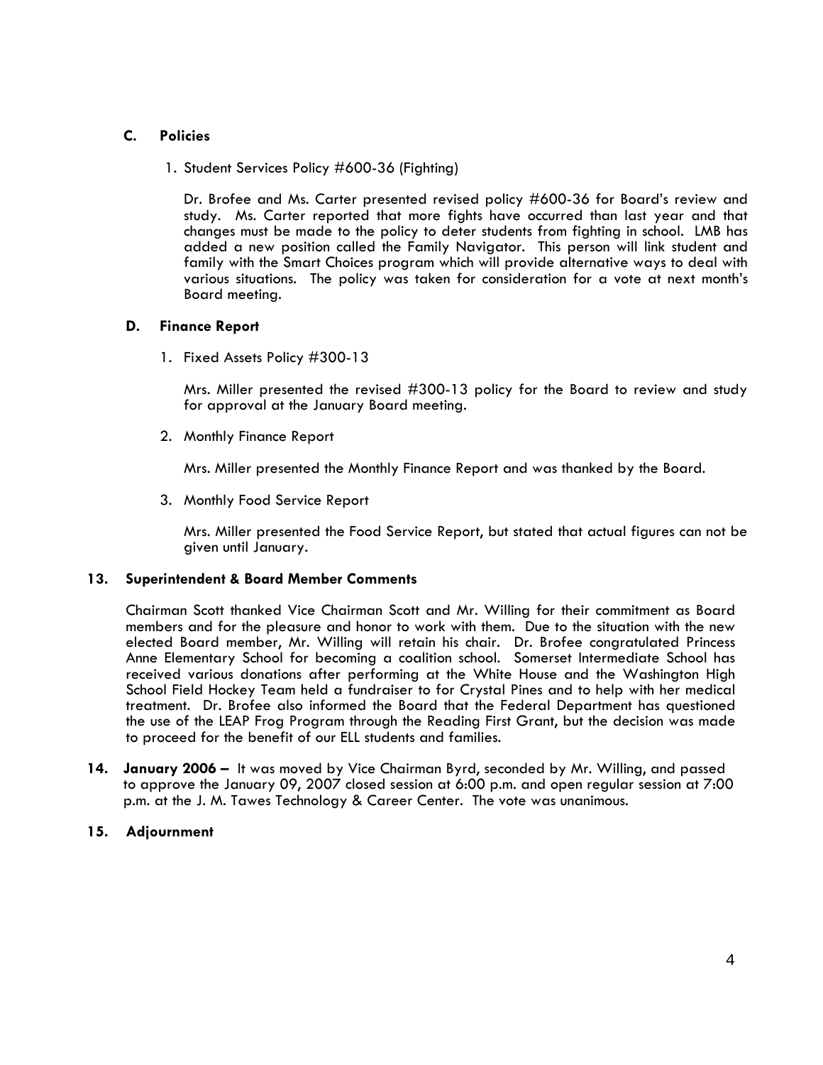### C. Policies

1. Student Services Policy #600-36 (Fighting)

   Dr. Brofee and Ms. Carter presented revised policy #600-36 for Board's review and study. Ms. Carter reported that more fights have occurred than last year and that changes must be made to the policy to deter students from fighting in school. LMB has added a new position called the Family Navigator. This person will link student and family with the Smart Choices program which will provide alternative ways to deal with various situations. The policy was taken for consideration for a vote at next month's Board meeting.

### D. Finance Report

1. Fixed Assets Policy #300-13

   Mrs. Miller presented the revised #300-13 policy for the Board to review and study for approval at the January Board meeting.

2. Monthly Finance Report

   Mrs. Miller presented the Monthly Finance Report and was thanked by the Board.

3. Monthly Food Service Report

   Mrs. Miller presented the Food Service Report, but stated that actual figures can not be given until January.

## 13. Superintendent & Board Member Comments

Chairman Scott thanked Vice Chairman Scott and Mr. Willing for their commitment as Board members and for the pleasure and honor to work with them. Due to the situation with the new elected Board member, Mr. Willing will retain his chair. Dr. Brofee congratulated Princess Anne Elementary School for becoming a coalition school. Somerset Intermediate School has received various donations after performing at the White House and the Washington High School Field Hockey Team held a fundraiser to for Crystal Pines and to help with her medical treatment. Dr. Brofee also informed the Board that the Federal Department has questioned the use of the LEAP Frog Program through the Reading First Grant, but the decision was made to proceed for the benefit of our ELL students and families.

**14. January 2006 –** It was moved by Vice Chairman Byrd, seconded by Mr. Willing, and passed to approve the January 09, 2007 closed session at 6:00 p.m. and open regular session at 7:00 p.m. at the J. M. Tawes Technology & Career Center. The vote was unanimous.

## 15. Adjournment